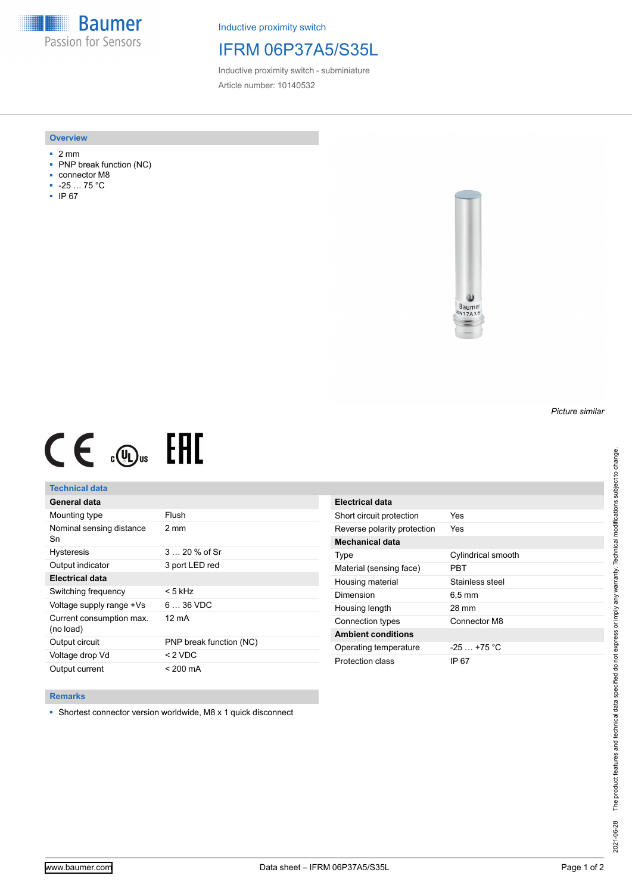Inductive proximity switch

# IFRM 06P37A5/S35L

Inductive proximity switch - subminiature

Article number: 10140532

## Overview

- 2 mm
- PNP break function (NC)
- connector M8
- -25 … 75 °C
- IP 67

*Picture similar*

## Technical data

| General data | |
|---|---|
| Mounting type | Flush |
| Nominal sensing distance Sn | 2 mm |
| Hysteresis | 3 … 20 % of Sr |
| Output indicator | 3 port LED red |
| **Electrical data** | |
| Switching frequency | < 5 kHz |
| Voltage supply range +Vs | 6 … 36 VDC |
| Current consumption max. (no load) | 12 mA |
| Output circuit | PNP break function (NC) |
| Voltage drop Vd | < 2 VDC |
| Output current | < 200 mA |

| Electrical data | |
|---|---|
| Short circuit protection | Yes |
| Reverse polarity protection | Yes |
| **Mechanical data** | |
| Type | Cylindrical smooth |
| Material (sensing face) | PBT |
| Housing material | Stainless steel |
| Dimension | 6,5 mm |
| Housing length | 28 mm |
| Connection types | Connector M8 |
| **Ambient conditions** | |
| Operating temperature | -25 … +75 °C |
| Protection class | IP 67 |

## Remarks

- Shortest connector version worldwide, M8 x 1 quick disconnect

The product features and technical data specified do not express or imply any warranty. Technical modifications subject to change.

2021-06-28

www.baumer.com

Data sheet – IFRM 06P37A5/S35L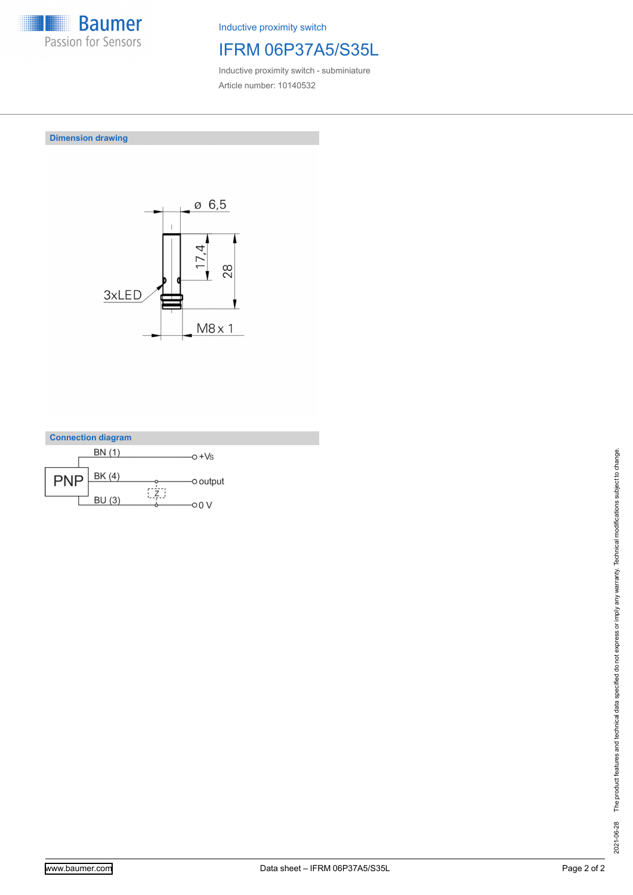Inductive proximity switch

# IFRM 06P37A5/S35L

Inductive proximity switch - subminiature

Article number: 10140532

## Dimension drawing

ø 6,5

17,4

28

3xLED

M8 x 1

## Connection diagram

PNP

BN (1)

BK (4)

BU (3)

+Vs

output

Z

0 V

The product features and technical data specified do not express or imply any warranty. Technical modifications subject to change.

2021-06-28

www.baumer.com

Data sheet – IFRM 06P37A5/S35L